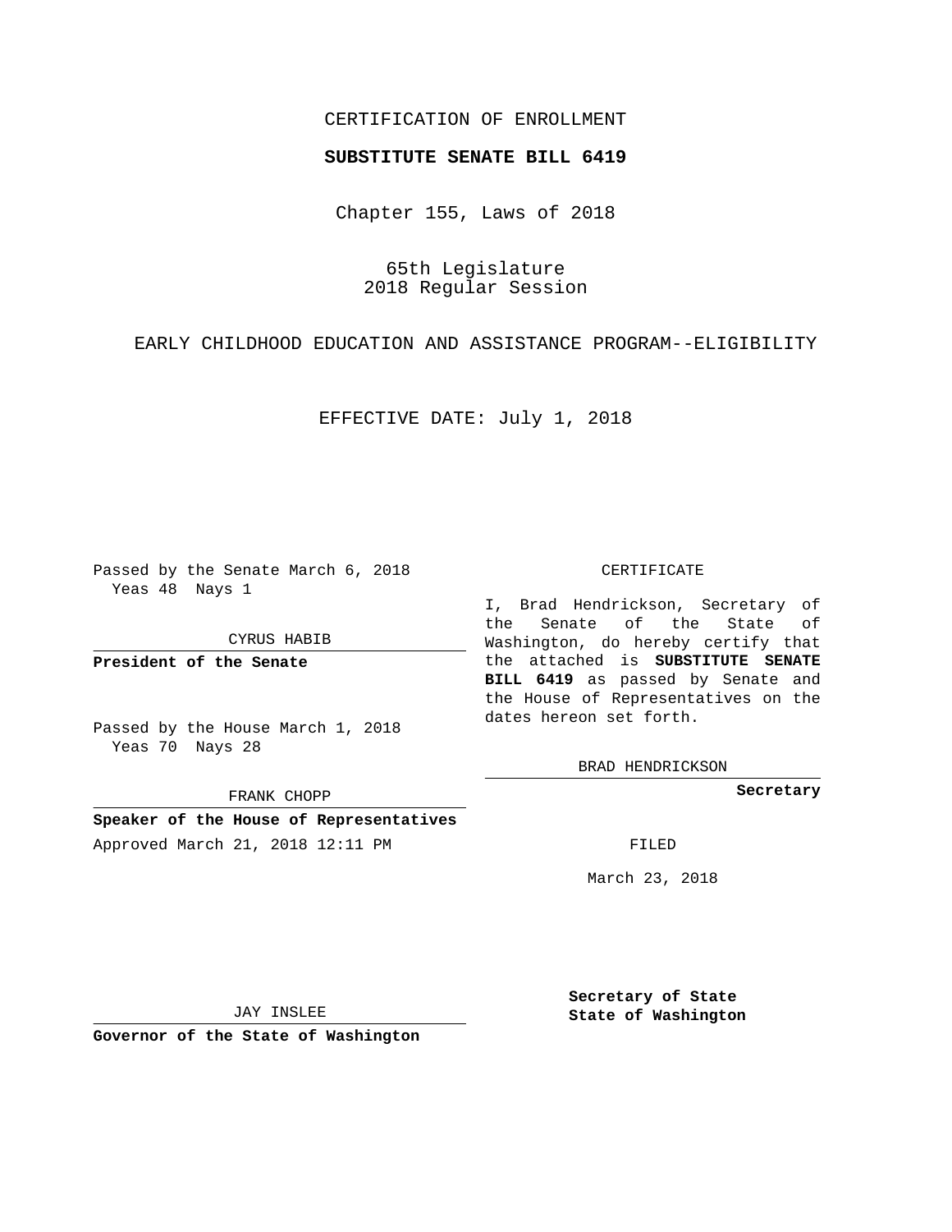CERTIFICATION OF ENROLLMENT

**SUBSTITUTE SENATE BILL 6419**

Chapter 155, Laws of 2018

65th Legislature
2018 Regular Session

EARLY CHILDHOOD EDUCATION AND ASSISTANCE PROGRAM--ELIGIBILITY

EFFECTIVE DATE: July 1, 2018

Passed by the Senate March 6, 2018
Yeas 48 Nays 1

CYRUS HABIB

**President of the Senate**

Passed by the House March 1, 2018
Yeas 70 Nays 28

FRANK CHOPP

**Speaker of the House of Representatives**

Approved March 21, 2018 12:11 PM

JAY INSLEE

**Governor of the State of Washington**

CERTIFICATE

I, Brad Hendrickson, Secretary of the Senate of the State of Washington, do hereby certify that the attached is **SUBSTITUTE SENATE BILL 6419** as passed by Senate and the House of Representatives on the dates hereon set forth.

BRAD HENDRICKSON

**Secretary**

FILED

March 23, 2018

**Secretary of State**
**State of Washington**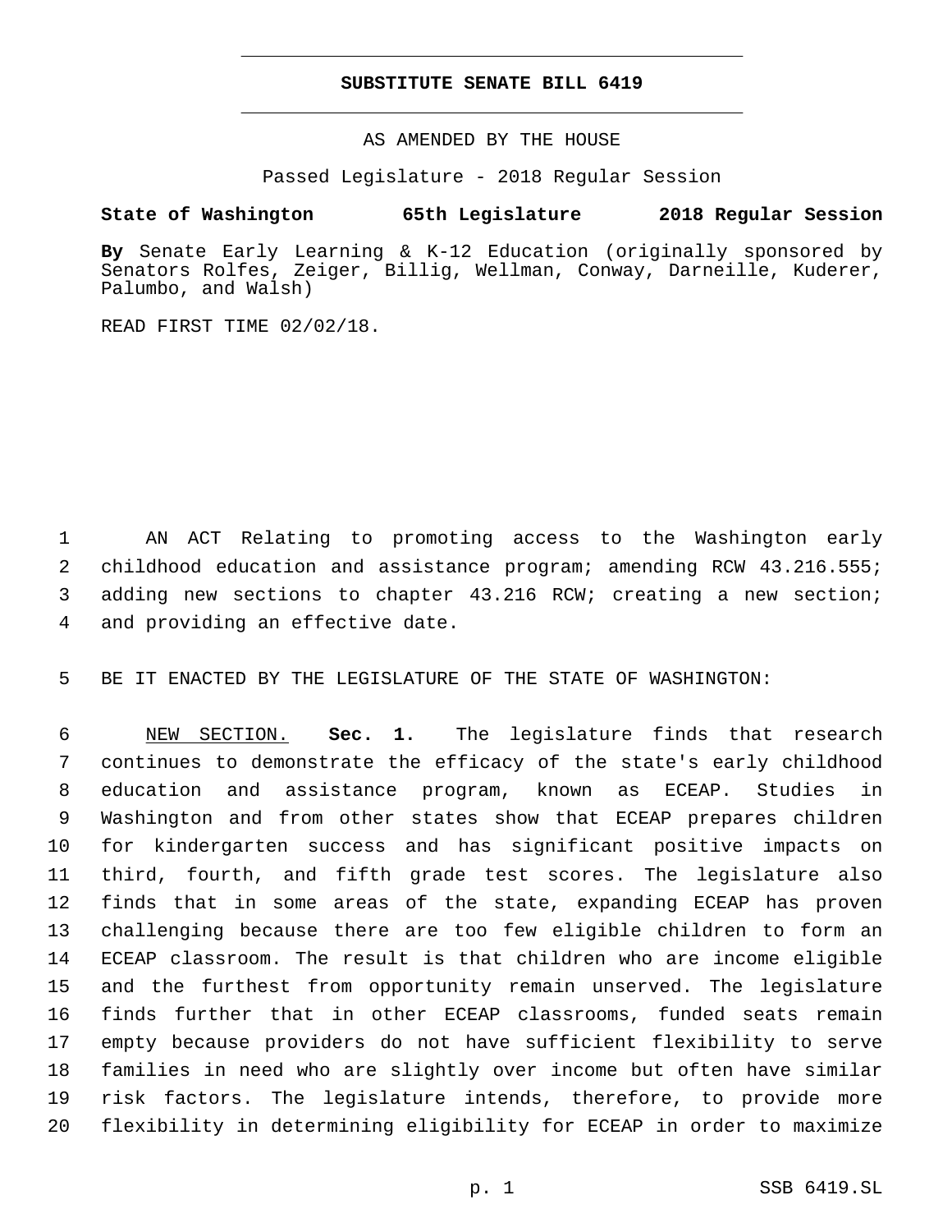# SUBSTITUTE SENATE BILL 6419

AS AMENDED BY THE HOUSE

Passed Legislature - 2018 Regular Session

**State of Washington 65th Legislature 2018 Regular Session**

**By** Senate Early Learning & K-12 Education (originally sponsored by Senators Rolfes, Zeiger, Billig, Wellman, Conway, Darneille, Kuderer, Palumbo, and Walsh)

READ FIRST TIME 02/02/18.

AN ACT Relating to promoting access to the Washington early childhood education and assistance program; amending RCW 43.216.555; adding new sections to chapter 43.216 RCW; creating a new section; and providing an effective date.

BE IT ENACTED BY THE LEGISLATURE OF THE STATE OF WASHINGTON:

NEW SECTION. **Sec. 1.** The legislature finds that research continues to demonstrate the efficacy of the state's early childhood education and assistance program, known as ECEAP. Studies in Washington and from other states show that ECEAP prepares children for kindergarten success and has significant positive impacts on third, fourth, and fifth grade test scores. The legislature also finds that in some areas of the state, expanding ECEAP has proven challenging because there are too few eligible children to form an ECEAP classroom. The result is that children who are income eligible and the furthest from opportunity remain unserved. The legislature finds further that in other ECEAP classrooms, funded seats remain empty because providers do not have sufficient flexibility to serve families in need who are slightly over income but often have similar risk factors. The legislature intends, therefore, to provide more flexibility in determining eligibility for ECEAP in order to maximize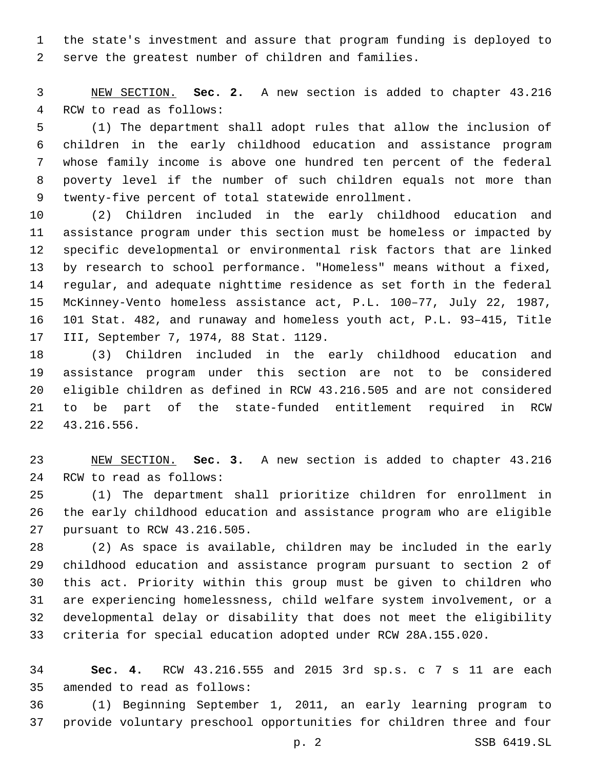the state's investment and assure that program funding is deployed to serve the greatest number of children and families.

NEW SECTION. **Sec. 2.** A new section is added to chapter 43.216 RCW to read as follows:

(1) The department shall adopt rules that allow the inclusion of children in the early childhood education and assistance program whose family income is above one hundred ten percent of the federal poverty level if the number of such children equals not more than twenty-five percent of total statewide enrollment.

(2) Children included in the early childhood education and assistance program under this section must be homeless or impacted by specific developmental or environmental risk factors that are linked by research to school performance. "Homeless" means without a fixed, regular, and adequate nighttime residence as set forth in the federal McKinney-Vento homeless assistance act, P.L. 100–77, July 22, 1987, 101 Stat. 482, and runaway and homeless youth act, P.L. 93–415, Title III, September 7, 1974, 88 Stat. 1129.

(3) Children included in the early childhood education and assistance program under this section are not to be considered eligible children as defined in RCW 43.216.505 and are not considered to be part of the state-funded entitlement required in RCW 43.216.556.

NEW SECTION. **Sec. 3.** A new section is added to chapter 43.216 RCW to read as follows:

(1) The department shall prioritize children for enrollment in the early childhood education and assistance program who are eligible pursuant to RCW 43.216.505.

(2) As space is available, children may be included in the early childhood education and assistance program pursuant to section 2 of this act. Priority within this group must be given to children who are experiencing homelessness, child welfare system involvement, or a developmental delay or disability that does not meet the eligibility criteria for special education adopted under RCW 28A.155.020.

**Sec. 4.** RCW 43.216.555 and 2015 3rd sp.s. c 7 s 11 are each amended to read as follows:

(1) Beginning September 1, 2011, an early learning program to provide voluntary preschool opportunities for children three and four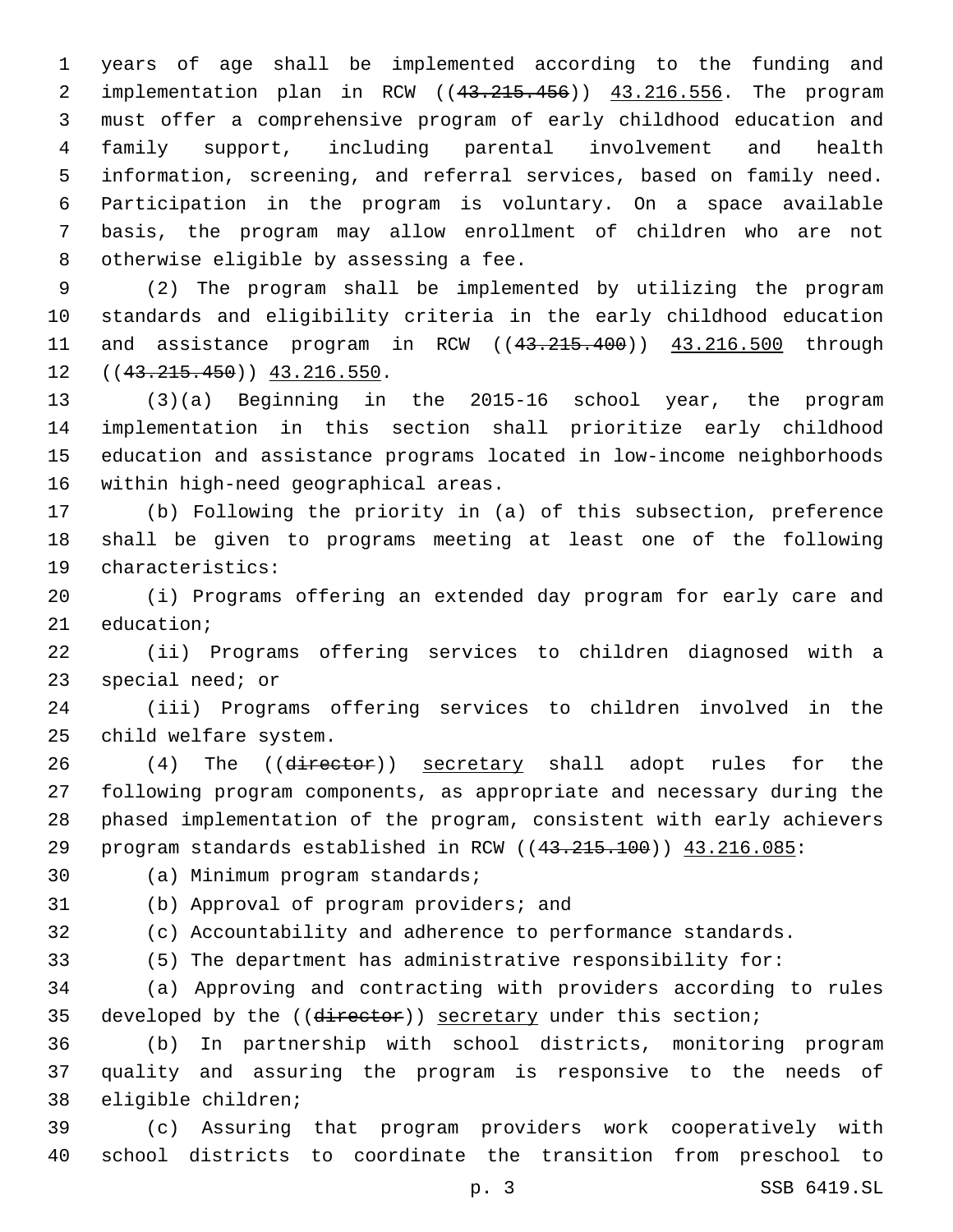years of age shall be implemented according to the funding and implementation plan in RCW ((~~43.215.456~~)) <u>43.216.556</u>. The program must offer a comprehensive program of early childhood education and family support, including parental involvement and health information, screening, and referral services, based on family need. Participation in the program is voluntary. On a space available basis, the program may allow enrollment of children who are not otherwise eligible by assessing a fee.

(2) The program shall be implemented by utilizing the program standards and eligibility criteria in the early childhood education and assistance program in RCW ((~~43.215.400~~)) <u>43.216.500</u> through ((~~43.215.450~~)) <u>43.216.550</u>.

(3)(a) Beginning in the 2015-16 school year, the program implementation in this section shall prioritize early childhood education and assistance programs located in low-income neighborhoods within high-need geographical areas.

(b) Following the priority in (a) of this subsection, preference shall be given to programs meeting at least one of the following characteristics:

(i) Programs offering an extended day program for early care and education;

(ii) Programs offering services to children diagnosed with a special need; or

(iii) Programs offering services to children involved in the child welfare system.

(4) The ((~~director~~)) <u>secretary</u> shall adopt rules for the following program components, as appropriate and necessary during the phased implementation of the program, consistent with early achievers program standards established in RCW ((~~43.215.100~~)) <u>43.216.085</u>:

(a) Minimum program standards;

(b) Approval of program providers; and

(c) Accountability and adherence to performance standards.

(5) The department has administrative responsibility for:

(a) Approving and contracting with providers according to rules developed by the ((~~director~~)) <u>secretary</u> under this section;

(b) In partnership with school districts, monitoring program quality and assuring the program is responsive to the needs of eligible children;

(c) Assuring that program providers work cooperatively with school districts to coordinate the transition from preschool to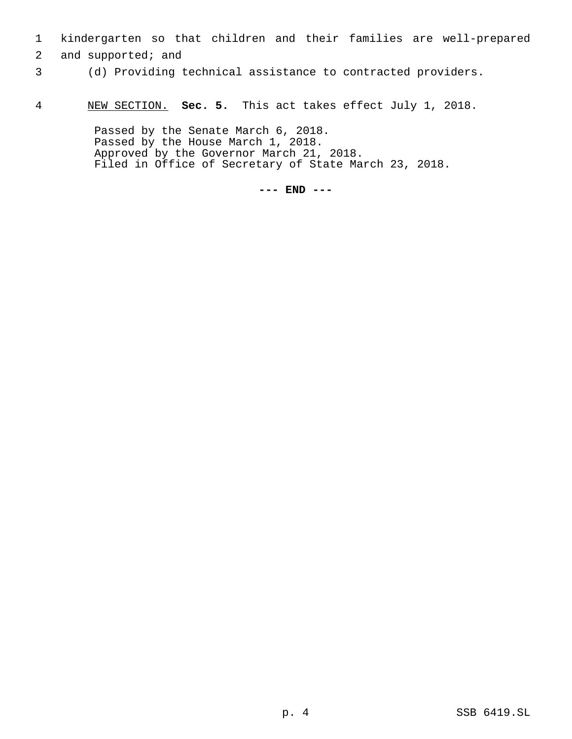kindergarten so that children and their families are well-prepared and supported; and

(d) Providing technical assistance to contracted providers.

NEW SECTION. **Sec. 5.** This act takes effect July 1, 2018.

Passed by the Senate March 6, 2018.
Passed by the House March 1, 2018.
Approved by the Governor March 21, 2018.
Filed in Office of Secretary of State March 23, 2018.

**--- END ---**